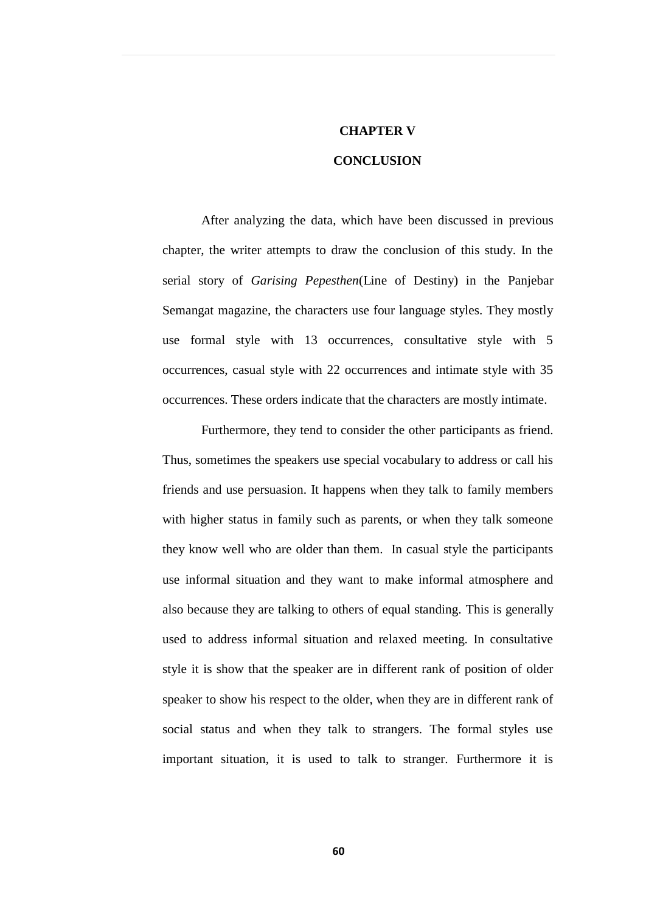# CHAPTER V

# CONCLUSION

After analyzing the data, which have been discussed in previous chapter, the writer attempts to draw the conclusion of this study. In the serial story of *Garising Pepesthen*(Line of Destiny) in the Panjebar Semangat magazine, the characters use four language styles. They mostly use formal style with 13 occurrences, consultative style with 5 occurrences, casual style with 22 occurrences and intimate style with 35 occurrences. These orders indicate that the characters are mostly intimate.

Furthermore, they tend to consider the other participants as friend. Thus, sometimes the speakers use special vocabulary to address or call his friends and use persuasion. It happens when they talk to family members with higher status in family such as parents, or when they talk someone they know well who are older than them. In casual style the participants use informal situation and they want to make informal atmosphere and also because they are talking to others of equal standing. This is generally used to address informal situation and relaxed meeting. In consultative style it is show that the speaker are in different rank of position of older speaker to show his respect to the older, when they are in different rank of social status and when they talk to strangers. The formal styles use important situation, it is used to talk to stranger. Furthermore it is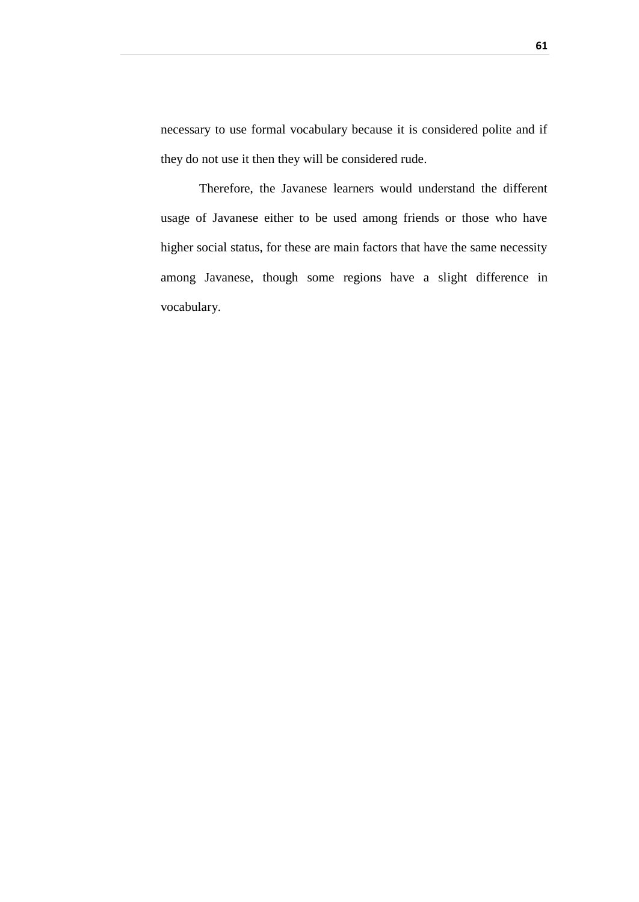necessary to use formal vocabulary because it is considered polite and if they do not use it then they will be considered rude.

Therefore, the Javanese learners would understand the different usage of Javanese either to be used among friends or those who have higher social status, for these are main factors that have the same necessity among Javanese, though some regions have a slight difference in vocabulary.